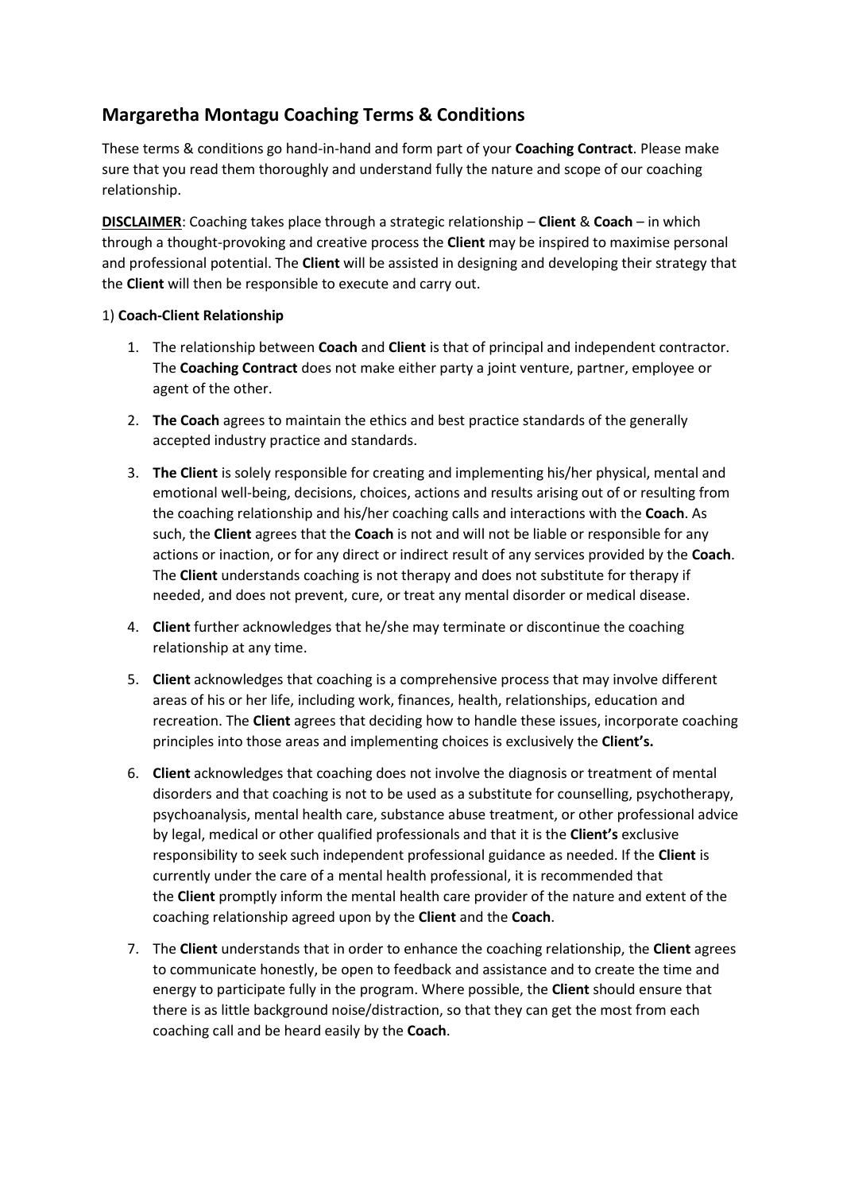## Margaretha Montagu Coaching Terms & Conditions

These terms & conditions go hand-in-hand and form part of your **Coaching Contract**. Please make sure that you read them thoroughly and understand fully the nature and scope of our coaching relationship.

**DISCLAIMER**: Coaching takes place through a strategic relationship – **Client** & **Coach** – in which through a thought-provoking and creative process the **Client** may be inspired to maximise personal and professional potential. The **Client** will be assisted in designing and developing their strategy that the **Client** will then be responsible to execute and carry out.

1) **Coach-Client Relationship**

1. The relationship between **Coach** and **Client** is that of principal and independent contractor. The **Coaching Contract** does not make either party a joint venture, partner, employee or agent of the other.
2. **The Coach** agrees to maintain the ethics and best practice standards of the generally accepted industry practice and standards.
3. **The Client** is solely responsible for creating and implementing his/her physical, mental and emotional well-being, decisions, choices, actions and results arising out of or resulting from the coaching relationship and his/her coaching calls and interactions with the **Coach**. As such, the **Client** agrees that the **Coach** is not and will not be liable or responsible for any actions or inaction, or for any direct or indirect result of any services provided by the **Coach**. The **Client** understands coaching is not therapy and does not substitute for therapy if needed, and does not prevent, cure, or treat any mental disorder or medical disease.
4. **Client** further acknowledges that he/she may terminate or discontinue the coaching relationship at any time.
5. **Client** acknowledges that coaching is a comprehensive process that may involve different areas of his or her life, including work, finances, health, relationships, education and recreation. The **Client** agrees that deciding how to handle these issues, incorporate coaching principles into those areas and implementing choices is exclusively the **Client's.**
6. **Client** acknowledges that coaching does not involve the diagnosis or treatment of mental disorders and that coaching is not to be used as a substitute for counselling, psychotherapy, psychoanalysis, mental health care, substance abuse treatment, or other professional advice by legal, medical or other qualified professionals and that it is the **Client's** exclusive responsibility to seek such independent professional guidance as needed. If the **Client** is currently under the care of a mental health professional, it is recommended that the **Client** promptly inform the mental health care provider of the nature and extent of the coaching relationship agreed upon by the **Client** and the **Coach**.
7. The **Client** understands that in order to enhance the coaching relationship, the **Client** agrees to communicate honestly, be open to feedback and assistance and to create the time and energy to participate fully in the program. Where possible, the **Client** should ensure that there is as little background noise/distraction, so that they can get the most from each coaching call and be heard easily by the **Coach**.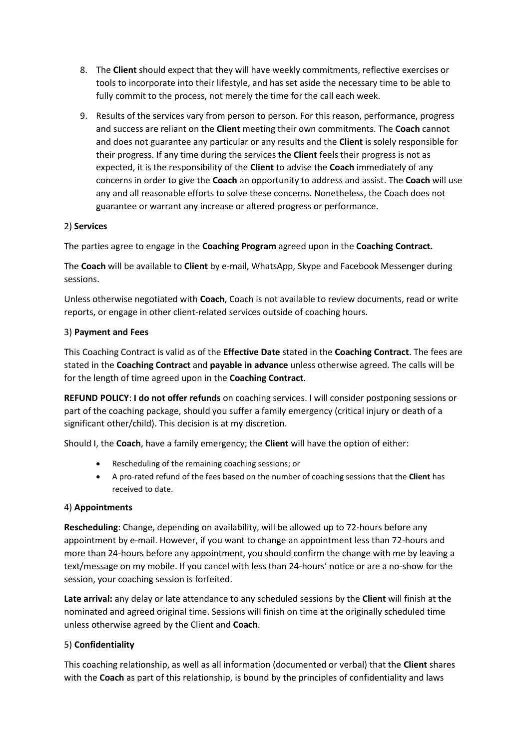8. The **Client** should expect that they will have weekly commitments, reflective exercises or tools to incorporate into their lifestyle, and has set aside the necessary time to be able to fully commit to the process, not merely the time for the call each week.

9. Results of the services vary from person to person. For this reason, performance, progress and success are reliant on the **Client** meeting their own commitments. The **Coach** cannot and does not guarantee any particular or any results and the **Client** is solely responsible for their progress. If any time during the services the **Client** feels their progress is not as expected, it is the responsibility of the **Client** to advise the **Coach** immediately of any concerns in order to give the **Coach** an opportunity to address and assist. The **Coach** will use any and all reasonable efforts to solve these concerns. Nonetheless, the Coach does not guarantee or warrant any increase or altered progress or performance.

2) **Services**

The parties agree to engage in the **Coaching Program** agreed upon in the **Coaching Contract.**

The **Coach** will be available to **Client** by e-mail, WhatsApp, Skype and Facebook Messenger during sessions.

Unless otherwise negotiated with **Coach**, Coach is not available to review documents, read or write reports, or engage in other client-related services outside of coaching hours.

3) **Payment and Fees**

This Coaching Contract is valid as of the **Effective Date** stated in the **Coaching Contract**. The fees are stated in the **Coaching Contract** and **payable in advance** unless otherwise agreed. The calls will be for the length of time agreed upon in the **Coaching Contract**.

**REFUND POLICY**: **I do not offer refunds** on coaching services. I will consider postponing sessions or part of the coaching package, should you suffer a family emergency (critical injury or death of a significant other/child). This decision is at my discretion.

Should I, the **Coach**, have a family emergency; the **Client** will have the option of either:

- Rescheduling of the remaining coaching sessions; or
- A pro-rated refund of the fees based on the number of coaching sessions that the **Client** has received to date.

4) **Appointments**

**Rescheduling**: Change, depending on availability, will be allowed up to 72-hours before any appointment by e-mail. However, if you want to change an appointment less than 72-hours and more than 24-hours before any appointment, you should confirm the change with me by leaving a text/message on my mobile. If you cancel with less than 24-hours' notice or are a no-show for the session, your coaching session is forfeited.

**Late arrival:** any delay or late attendance to any scheduled sessions by the **Client** will finish at the nominated and agreed original time. Sessions will finish on time at the originally scheduled time unless otherwise agreed by the Client and **Coach**.

5) **Confidentiality**

This coaching relationship, as well as all information (documented or verbal) that the **Client** shares with the **Coach** as part of this relationship, is bound by the principles of confidentiality and laws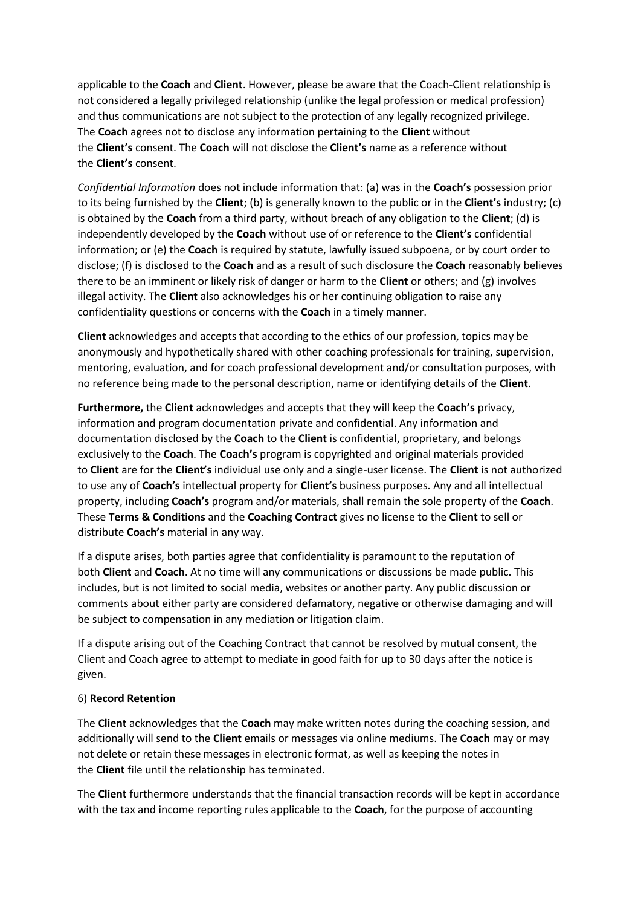applicable to the **Coach** and **Client**. However, please be aware that the Coach-Client relationship is not considered a legally privileged relationship (unlike the legal profession or medical profession) and thus communications are not subject to the protection of any legally recognized privilege. The **Coach** agrees not to disclose any information pertaining to the **Client** without the **Client's** consent. The **Coach** will not disclose the **Client's** name as a reference without the **Client's** consent.

*Confidential Information* does not include information that: (a) was in the **Coach's** possession prior to its being furnished by the **Client**; (b) is generally known to the public or in the **Client's** industry; (c) is obtained by the **Coach** from a third party, without breach of any obligation to the **Client**; (d) is independently developed by the **Coach** without use of or reference to the **Client's** confidential information; or (e) the **Coach** is required by statute, lawfully issued subpoena, or by court order to disclose; (f) is disclosed to the **Coach** and as a result of such disclosure the **Coach** reasonably believes there to be an imminent or likely risk of danger or harm to the **Client** or others; and (g) involves illegal activity. The **Client** also acknowledges his or her continuing obligation to raise any confidentiality questions or concerns with the **Coach** in a timely manner.

**Client** acknowledges and accepts that according to the ethics of our profession, topics may be anonymously and hypothetically shared with other coaching professionals for training, supervision, mentoring, evaluation, and for coach professional development and/or consultation purposes, with no reference being made to the personal description, name or identifying details of the **Client**.

**Furthermore,** the **Client** acknowledges and accepts that they will keep the **Coach's** privacy, information and program documentation private and confidential. Any information and documentation disclosed by the **Coach** to the **Client** is confidential, proprietary, and belongs exclusively to the **Coach**. The **Coach's** program is copyrighted and original materials provided to **Client** are for the **Client's** individual use only and a single-user license. The **Client** is not authorized to use any of **Coach's** intellectual property for **Client's** business purposes. Any and all intellectual property, including **Coach's** program and/or materials, shall remain the sole property of the **Coach**. These **Terms & Conditions** and the **Coaching Contract** gives no license to the **Client** to sell or distribute **Coach's** material in any way.

If a dispute arises, both parties agree that confidentiality is paramount to the reputation of both **Client** and **Coach**. At no time will any communications or discussions be made public. This includes, but is not limited to social media, websites or another party. Any public discussion or comments about either party are considered defamatory, negative or otherwise damaging and will be subject to compensation in any mediation or litigation claim.

If a dispute arising out of the Coaching Contract that cannot be resolved by mutual consent, the Client and Coach agree to attempt to mediate in good faith for up to 30 days after the notice is given.

6) **Record Retention**

The **Client** acknowledges that the **Coach** may make written notes during the coaching session, and additionally will send to the **Client** emails or messages via online mediums. The **Coach** may or may not delete or retain these messages in electronic format, as well as keeping the notes in the **Client** file until the relationship has terminated.

The **Client** furthermore understands that the financial transaction records will be kept in accordance with the tax and income reporting rules applicable to the **Coach**, for the purpose of accounting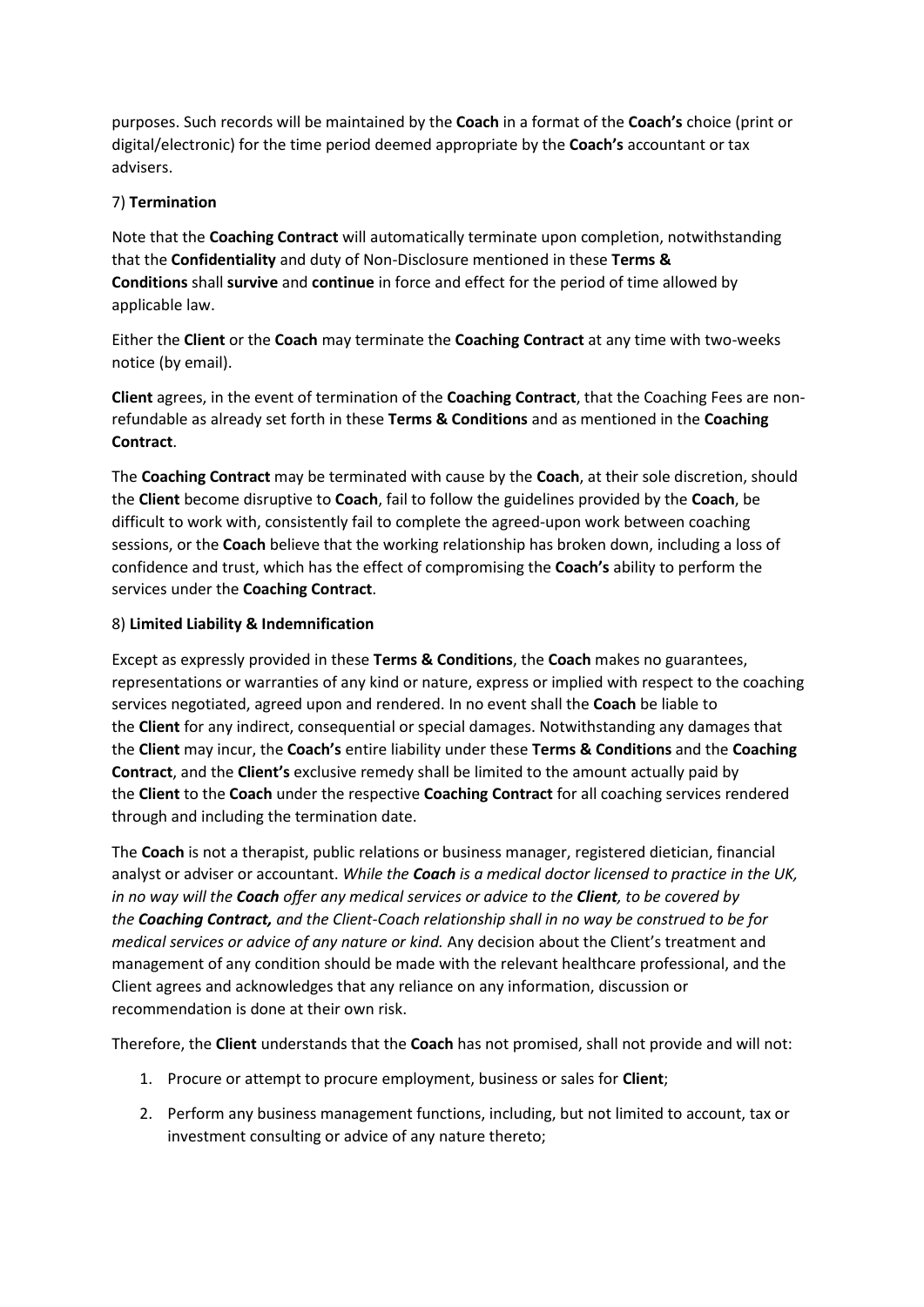purposes. Such records will be maintained by the **Coach** in a format of the **Coach's** choice (print or digital/electronic) for the time period deemed appropriate by the **Coach's** accountant or tax advisers.

7) **Termination**

Note that the **Coaching Contract** will automatically terminate upon completion, notwithstanding that the **Confidentiality** and duty of Non-Disclosure mentioned in these **Terms & Conditions** shall **survive** and **continue** in force and effect for the period of time allowed by applicable law.

Either the **Client** or the **Coach** may terminate the **Coaching Contract** at any time with two-weeks notice (by email).

**Client** agrees, in the event of termination of the **Coaching Contract**, that the Coaching Fees are non-refundable as already set forth in these **Terms & Conditions** and as mentioned in the **Coaching Contract**.

The **Coaching Contract** may be terminated with cause by the **Coach**, at their sole discretion, should the **Client** become disruptive to **Coach**, fail to follow the guidelines provided by the **Coach**, be difficult to work with, consistently fail to complete the agreed-upon work between coaching sessions, or the **Coach** believe that the working relationship has broken down, including a loss of confidence and trust, which has the effect of compromising the **Coach's** ability to perform the services under the **Coaching Contract**.

8) **Limited Liability & Indemnification**

Except as expressly provided in these **Terms & Conditions**, the **Coach** makes no guarantees, representations or warranties of any kind or nature, express or implied with respect to the coaching services negotiated, agreed upon and rendered. In no event shall the **Coach** be liable to the **Client** for any indirect, consequential or special damages. Notwithstanding any damages that the **Client** may incur, the **Coach's** entire liability under these **Terms & Conditions** and the **Coaching Contract**, and the **Client's** exclusive remedy shall be limited to the amount actually paid by the **Client** to the **Coach** under the respective **Coaching Contract** for all coaching services rendered through and including the termination date.

The **Coach** is not a therapist, public relations or business manager, registered dietician, financial analyst or adviser or accountant. *While the **Coach** is a medical doctor licensed to practice in the UK, in no way will the **Coach** offer any medical services or advice to the **Client**, to be covered by the **Coaching Contract,** and the Client-Coach relationship shall in no way be construed to be for medical services or advice of any nature or kind.* Any decision about the Client's treatment and management of any condition should be made with the relevant healthcare professional, and the Client agrees and acknowledges that any reliance on any information, discussion or recommendation is done at their own risk.

Therefore, the **Client** understands that the **Coach** has not promised, shall not provide and will not:

1. Procure or attempt to procure employment, business or sales for **Client**;
2. Perform any business management functions, including, but not limited to account, tax or investment consulting or advice of any nature thereto;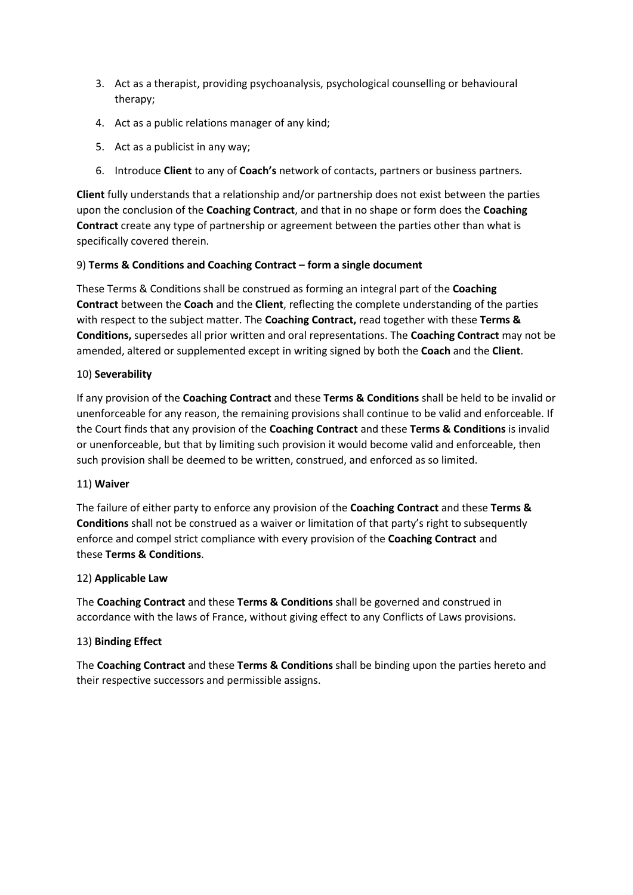3. Act as a therapist, providing psychoanalysis, psychological counselling or behavioural therapy;
4. Act as a public relations manager of any kind;
5. Act as a publicist in any way;
6. Introduce **Client** to any of **Coach's** network of contacts, partners or business partners.

**Client** fully understands that a relationship and/or partnership does not exist between the parties upon the conclusion of the **Coaching Contract**, and that in no shape or form does the **Coaching Contract** create any type of partnership or agreement between the parties other than what is specifically covered therein.

9) **Terms & Conditions and Coaching Contract – form a single document**

These Terms & Conditions shall be construed as forming an integral part of the **Coaching Contract** between the **Coach** and the **Client**, reflecting the complete understanding of the parties with respect to the subject matter. The **Coaching Contract,** read together with these **Terms & Conditions,** supersedes all prior written and oral representations. The **Coaching Contract** may not be amended, altered or supplemented except in writing signed by both the **Coach** and the **Client**.

10) **Severability**

If any provision of the **Coaching Contract** and these **Terms & Conditions** shall be held to be invalid or unenforceable for any reason, the remaining provisions shall continue to be valid and enforceable. If the Court finds that any provision of the **Coaching Contract** and these **Terms & Conditions** is invalid or unenforceable, but that by limiting such provision it would become valid and enforceable, then such provision shall be deemed to be written, construed, and enforced as so limited.

11) **Waiver**

The failure of either party to enforce any provision of the **Coaching Contract** and these **Terms & Conditions** shall not be construed as a waiver or limitation of that party's right to subsequently enforce and compel strict compliance with every provision of the **Coaching Contract** and these **Terms & Conditions**.

12) **Applicable Law**

The **Coaching Contract** and these **Terms & Conditions** shall be governed and construed in accordance with the laws of France, without giving effect to any Conflicts of Laws provisions.

13) **Binding Effect**

The **Coaching Contract** and these **Terms & Conditions** shall be binding upon the parties hereto and their respective successors and permissible assigns.